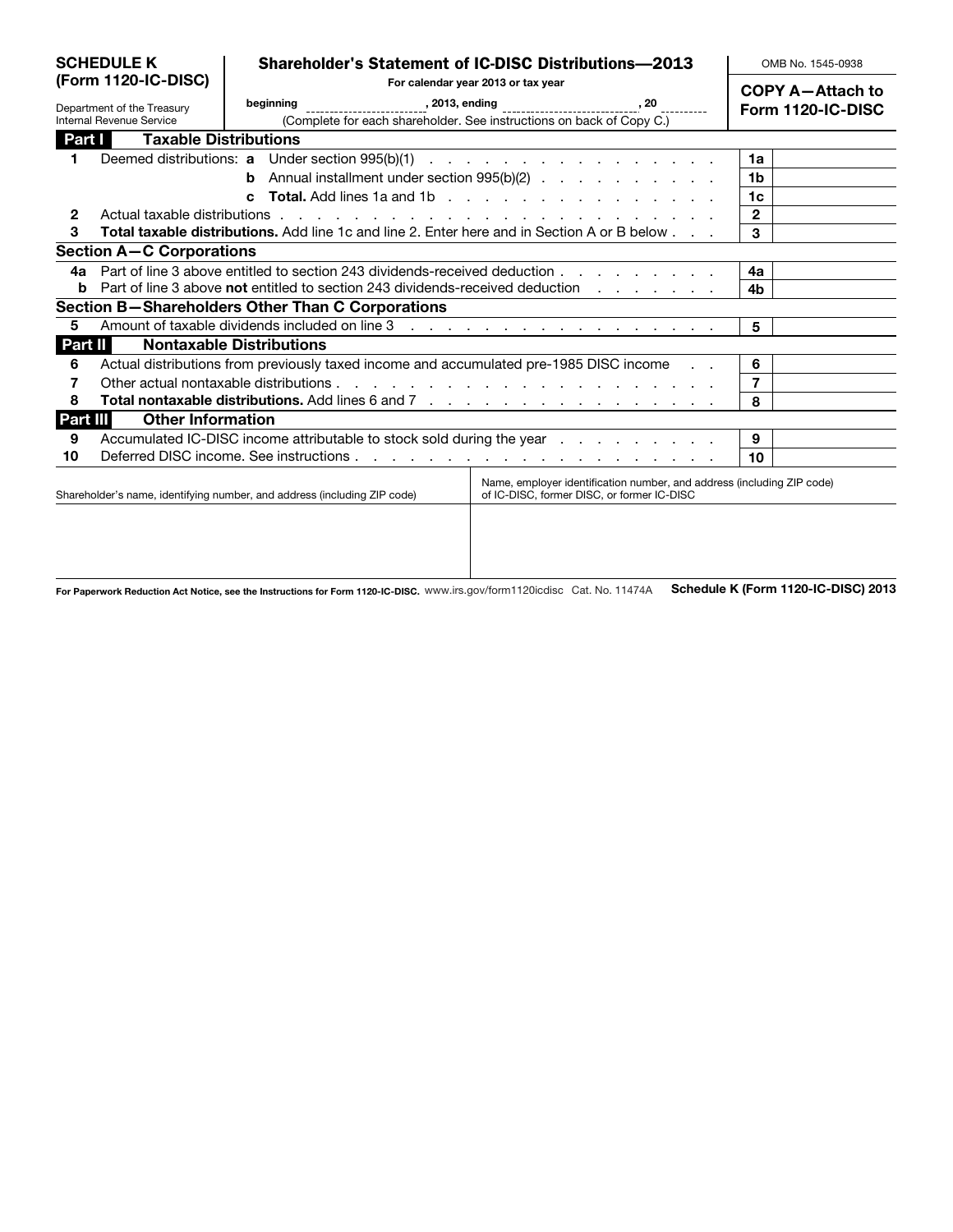**SCHEDULE K (Form 1120-IC-DISC)**

Department of the Treasury
Internal Revenue Service

# Shareholder's Statement of IC-DISC Distributions—2013

For calendar year 2013 or tax year

beginning ______________, 2013, ending ______________, 20 ____

(Complete for each shareholder. See instructions on back of Copy C.)

OMB No. 1545-0938

**COPY A—Attach to Form 1120-IC-DISC**

## Part I Taxable Distributions

| | | | |
|---|---|---|---|
| 1 | Deemed distributions: **a** Under section 995(b)(1) | 1a | |
| | **b** Annual installment under section 995(b)(2) | 1b | |
| | **c** **Total.** Add lines 1a and 1b | 1c | |
| 2 | Actual taxable distributions | 2 | |
| 3 | **Total taxable distributions.** Add line 1c and line 2. Enter here and in Section A or B below | 3 | |

### Section A—C Corporations

| | | | |
|---|---|---|---|
| 4a | Part of line 3 above entitled to section 243 dividends-received deduction | 4a | |
| b | Part of line 3 above **not** entitled to section 243 dividends-received deduction | 4b | |

### Section B—Shareholders Other Than C Corporations

| | | | |
|---|---|---|---|
| 5 | Amount of taxable dividends included on line 3 | 5 | |

## Part II Nontaxable Distributions

| | | | |
|---|---|---|---|
| 6 | Actual distributions from previously taxed income and accumulated pre-1985 DISC income | 6 | |
| 7 | Other actual nontaxable distributions | 7 | |
| 8 | **Total nontaxable distributions.** Add lines 6 and 7 | 8 | |

## Part III Other Information

| | | | |
|---|---|---|---|
| 9 | Accumulated IC-DISC income attributable to stock sold during the year | 9 | |
| 10 | Deferred DISC income. See instructions | 10 | |

| Shareholder's name, identifying number, and address (including ZIP code) | Name, employer identification number, and address (including ZIP code) of IC-DISC, former DISC, or former IC-DISC |
|---|---|
| | |

For Paperwork Reduction Act Notice, see the Instructions for Form 1120-IC-DISC. www.irs.gov/form1120icdisc Cat. No. 11474A **Schedule K (Form 1120-IC-DISC) 2013**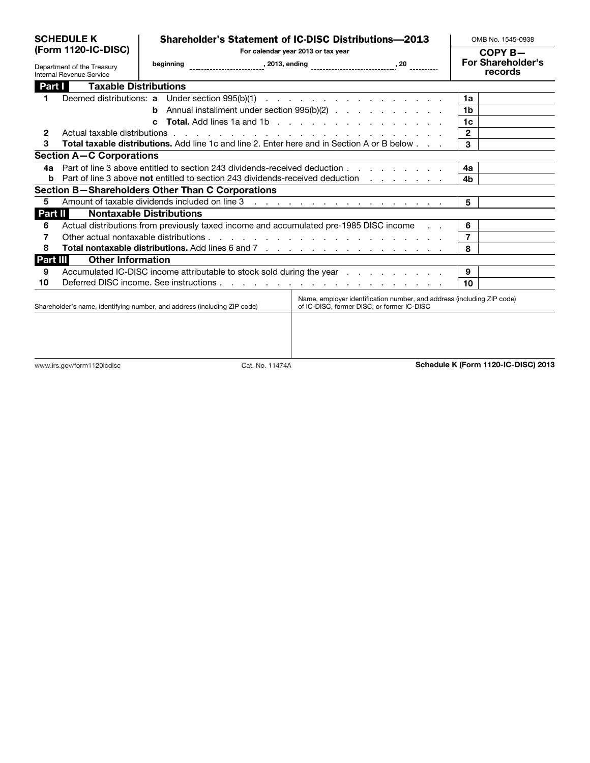**SCHEDULE K (Form 1120-IC-DISC)**

Department of the Treasury
Internal Revenue Service

# Shareholder's Statement of IC-DISC Distributions—2013

For calendar year 2013 or tax year

beginning ____________, 2013, ending ____________, 20 ____

OMB No. 1545-0938

**COPY B— For Shareholder's records**

## Part I Taxable Distributions

| | | | |
|---|---|---|---|
| **1** | Deemed distributions: **a** Under section 995(b)(1) | **1a** | |
| | **b** Annual installment under section 995(b)(2) | **1b** | |
| | **c** **Total.** Add lines 1a and 1b | **1c** | |
| **2** | Actual taxable distributions | **2** | |
| **3** | **Total taxable distributions.** Add line 1c and line 2. Enter here and in Section A or B below | **3** | |

### Section A—C Corporations

| | | | |
|---|---|---|---|
| **4a** | Part of line 3 above entitled to section 243 dividends-received deduction | **4a** | |
| **b** | Part of line 3 above **not** entitled to section 243 dividends-received deduction | **4b** | |

### Section B—Shareholders Other Than C Corporations

| | | | |
|---|---|---|---|
| **5** | Amount of taxable dividends included on line 3 | **5** | |

## Part II Nontaxable Distributions

| | | | |
|---|---|---|---|
| **6** | Actual distributions from previously taxed income and accumulated pre-1985 DISC income | **6** | |
| **7** | Other actual nontaxable distributions | **7** | |
| **8** | **Total nontaxable distributions.** Add lines 6 and 7 | **8** | |

## Part III Other Information

| | | | |
|---|---|---|---|
| **9** | Accumulated IC-DISC income attributable to stock sold during the year | **9** | |
| **10** | Deferred DISC income. See instructions | **10** | |

| Shareholder's name, identifying number, and address (including ZIP code) | Name, employer identification number, and address (including ZIP code) of IC-DISC, former DISC, or former IC-DISC |
|---|---|
| | |

www.irs.gov/form1120icdisc Cat. No. 11474A **Schedule K (Form 1120-IC-DISC) 2013**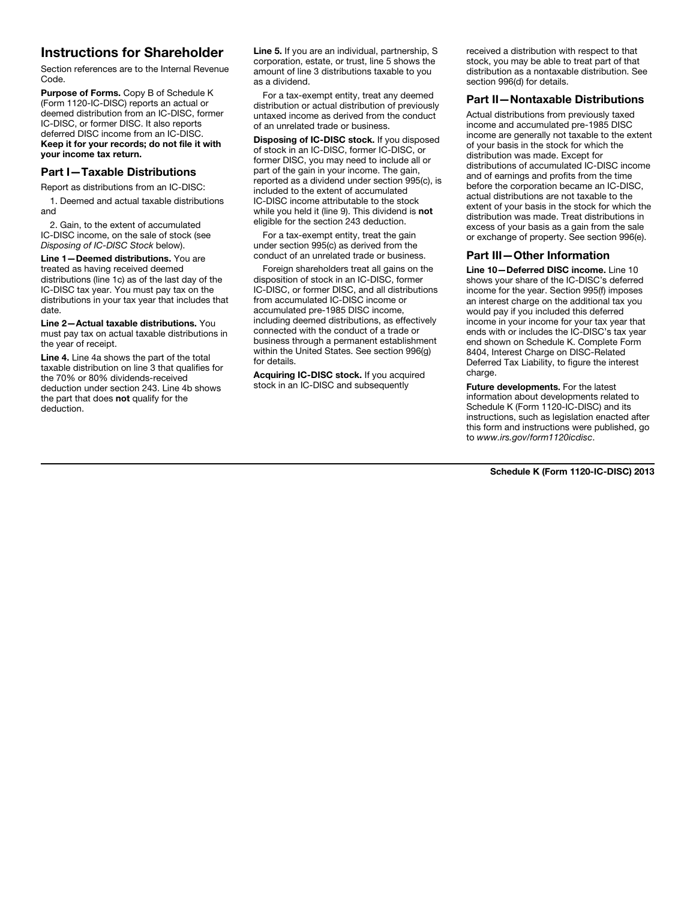## Instructions for Shareholder

Section references are to the Internal Revenue Code.

**Purpose of Forms.** Copy B of Schedule K (Form 1120-IC-DISC) reports an actual or deemed distribution from an IC-DISC, former IC-DISC, or former DISC. It also reports deferred DISC income from an IC-DISC. **Keep it for your records; do not file it with your income tax return.**

### Part I—Taxable Distributions

Report as distributions from an IC-DISC:

1. Deemed and actual taxable distributions and

2. Gain, to the extent of accumulated IC-DISC income, on the sale of stock (see *Disposing of IC-DISC Stock* below).

**Line 1—Deemed distributions.** You are treated as having received deemed distributions (line 1c) as of the last day of the IC-DISC tax year. You must pay tax on the distributions in your tax year that includes that date.

**Line 2—Actual taxable distributions.** You must pay tax on actual taxable distributions in the year of receipt.

**Line 4.** Line 4a shows the part of the total taxable distribution on line 3 that qualifies for the 70% or 80% dividends-received deduction under section 243. Line 4b shows the part that does **not** qualify for the deduction.

**Line 5.** If you are an individual, partnership, S corporation, estate, or trust, line 5 shows the amount of line 3 distributions taxable to you as a dividend.

For a tax-exempt entity, treat any deemed distribution or actual distribution of previously untaxed income as derived from the conduct of an unrelated trade or business.

**Disposing of IC-DISC stock.** If you disposed of stock in an IC-DISC, former IC-DISC, or former DISC, you may need to include all or part of the gain in your income. The gain, reported as a dividend under section 995(c), is included to the extent of accumulated IC-DISC income attributable to the stock while you held it (line 9). This dividend is **not** eligible for the section 243 deduction.

For a tax-exempt entity, treat the gain under section 995(c) as derived from the conduct of an unrelated trade or business.

Foreign shareholders treat all gains on the disposition of stock in an IC-DISC, former IC-DISC, or former DISC, and all distributions from accumulated IC-DISC income or accumulated pre-1985 DISC income, including deemed distributions, as effectively connected with the conduct of a trade or business through a permanent establishment within the United States. See section 996(g) for details.

**Acquiring IC-DISC stock.** If you acquired stock in an IC-DISC and subsequently received a distribution with respect to that stock, you may be able to treat part of that distribution as a nontaxable distribution. See section 996(d) for details.

### Part II—Nontaxable Distributions

Actual distributions from previously taxed income and accumulated pre-1985 DISC income are generally not taxable to the extent of your basis in the stock for which the distribution was made. Except for distributions of accumulated IC-DISC income and of earnings and profits from the time before the corporation became an IC-DISC, actual distributions are not taxable to the extent of your basis in the stock for which the distribution was made. Treat distributions in excess of your basis as a gain from the sale or exchange of property. See section 996(e).

### Part III—Other Information

**Line 10—Deferred DISC income.** Line 10 shows your share of the IC-DISC's deferred income for the year. Section 995(f) imposes an interest charge on the additional tax you would pay if you included this deferred income in your income for your tax year that ends with or includes the IC-DISC's tax year end shown on Schedule K. Complete Form 8404, Interest Charge on DISC-Related Deferred Tax Liability, to figure the interest charge.

**Future developments.** For the latest information about developments related to Schedule K (Form 1120-IC-DISC) and its instructions, such as legislation enacted after this form and instructions were published, go to *www.irs.gov/form1120icdisc*.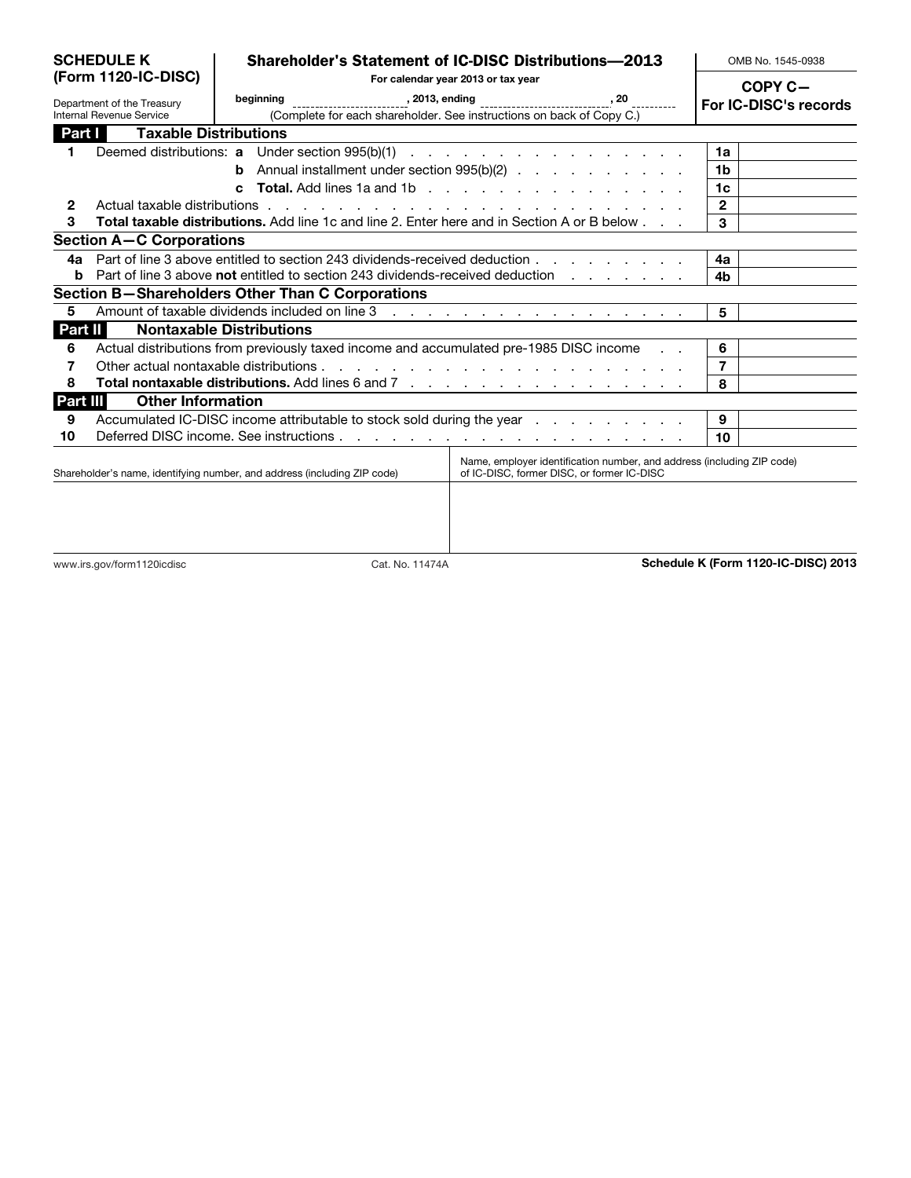**SCHEDULE K (Form 1120-IC-DISC)**

Department of the Treasury
Internal Revenue Service

# Shareholder's Statement of IC-DISC Distributions—2013

For calendar year 2013 or tax year

beginning ________________, 2013, ending ________________, 20 ____

(Complete for each shareholder. See instructions on back of Copy C.)

OMB No. 1545-0938

**COPY C— For IC-DISC's records**

## Part I Taxable Distributions

| | | | |
|---|---|---|---|
| 1 | Deemed distributions: **a** Under section 995(b)(1) | 1a | |
| | **b** Annual installment under section 995(b)(2) | 1b | |
| | **c** **Total.** Add lines 1a and 1b | 1c | |
| 2 | Actual taxable distributions | 2 | |
| 3 | **Total taxable distributions.** Add line 1c and line 2. Enter here and in Section A or B below | 3 | |

### Section A—C Corporations

| | | | |
|---|---|---|---|
| 4a | Part of line 3 above entitled to section 243 dividends-received deduction | 4a | |
| b | Part of line 3 above **not** entitled to section 243 dividends-received deduction | 4b | |

### Section B—Shareholders Other Than C Corporations

| | | | |
|---|---|---|---|
| 5 | Amount of taxable dividends included on line 3 | 5 | |

## Part II Nontaxable Distributions

| | | | |
|---|---|---|---|
| 6 | Actual distributions from previously taxed income and accumulated pre-1985 DISC income | 6 | |
| 7 | Other actual nontaxable distributions | 7 | |
| 8 | **Total nontaxable distributions.** Add lines 6 and 7 | 8 | |

## Part III Other Information

| | | | |
|---|---|---|---|
| 9 | Accumulated IC-DISC income attributable to stock sold during the year | 9 | |
| 10 | Deferred DISC income. See instructions | 10 | |

| Shareholder's name, identifying number, and address (including ZIP code) | Name, employer identification number, and address (including ZIP code) of IC-DISC, former DISC, or former IC-DISC |
|---|---|
| | |

www.irs.gov/form1120icdisc    Cat. No. 11474A    **Schedule K (Form 1120-IC-DISC) 2013**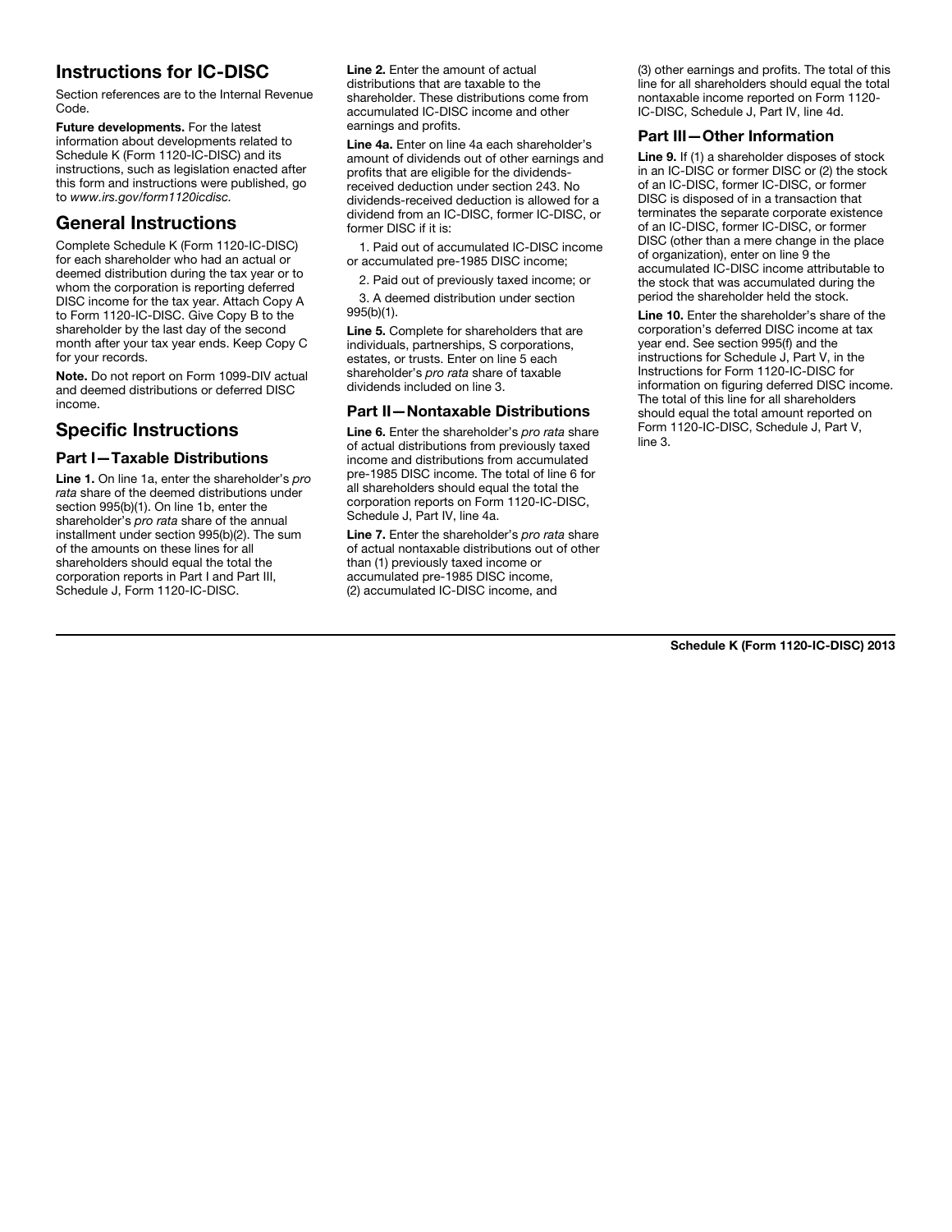# Instructions for IC-DISC

Section references are to the Internal Revenue Code.

**Future developments.** For the latest information about developments related to Schedule K (Form 1120-IC-DISC) and its instructions, such as legislation enacted after this form and instructions were published, go to *www.irs.gov/form1120icdisc.*

## General Instructions

Complete Schedule K (Form 1120-IC-DISC) for each shareholder who had an actual or deemed distribution during the tax year or to whom the corporation is reporting deferred DISC income for the tax year. Attach Copy A to Form 1120-IC-DISC. Give Copy B to the shareholder by the last day of the second month after your tax year ends. Keep Copy C for your records.

**Note.** Do not report on Form 1099-DIV actual and deemed distributions or deferred DISC income.

## Specific Instructions

### Part I—Taxable Distributions

**Line 1.** On line 1a, enter the shareholder's *pro rata* share of the deemed distributions under section 995(b)(1). On line 1b, enter the shareholder's *pro rata* share of the annual installment under section 995(b)(2). The sum of the amounts on these lines for all shareholders should equal the total the corporation reports in Part I and Part III, Schedule J, Form 1120-IC-DISC.

**Line 2.** Enter the amount of actual distributions that are taxable to the shareholder. These distributions come from accumulated IC-DISC income and other earnings and profits.

**Line 4a.** Enter on line 4a each shareholder's amount of dividends out of other earnings and profits that are eligible for the dividends-received deduction under section 243. No dividends-received deduction is allowed for a dividend from an IC-DISC, former IC-DISC, or former DISC if it is:

1. Paid out of accumulated IC-DISC income or accumulated pre-1985 DISC income;
2. Paid out of previously taxed income; or
3. A deemed distribution under section 995(b)(1).

**Line 5.** Complete for shareholders that are individuals, partnerships, S corporations, estates, or trusts. Enter on line 5 each shareholder's *pro rata* share of taxable dividends included on line 3.

### Part II—Nontaxable Distributions

**Line 6.** Enter the shareholder's *pro rata* share of actual distributions from previously taxed income and distributions from accumulated pre-1985 DISC income. The total of line 6 for all shareholders should equal the total the corporation reports on Form 1120-IC-DISC, Schedule J, Part IV, line 4a.

**Line 7.** Enter the shareholder's *pro rata* share of actual nontaxable distributions out of other than (1) previously taxed income or accumulated pre-1985 DISC income, (2) accumulated IC-DISC income, and (3) other earnings and profits. The total of this line for all shareholders should equal the total nontaxable income reported on Form 1120-IC-DISC, Schedule J, Part IV, line 4d.

### Part III—Other Information

**Line 9.** If (1) a shareholder disposes of stock in an IC-DISC or former DISC or (2) the stock of an IC-DISC, former IC-DISC, or former DISC is disposed of in a transaction that terminates the separate corporate existence of an IC-DISC, former IC-DISC, or former DISC (other than a mere change in the place of organization), enter on line 9 the accumulated IC-DISC income attributable to the stock that was accumulated during the period the shareholder held the stock.

**Line 10.** Enter the shareholder's share of the corporation's deferred DISC income at tax year end. See section 995(f) and the instructions for Schedule J, Part V, in the Instructions for Form 1120-IC-DISC for information on figuring deferred DISC income. The total of this line for all shareholders should equal the total amount reported on Form 1120-IC-DISC, Schedule J, Part V, line 3.